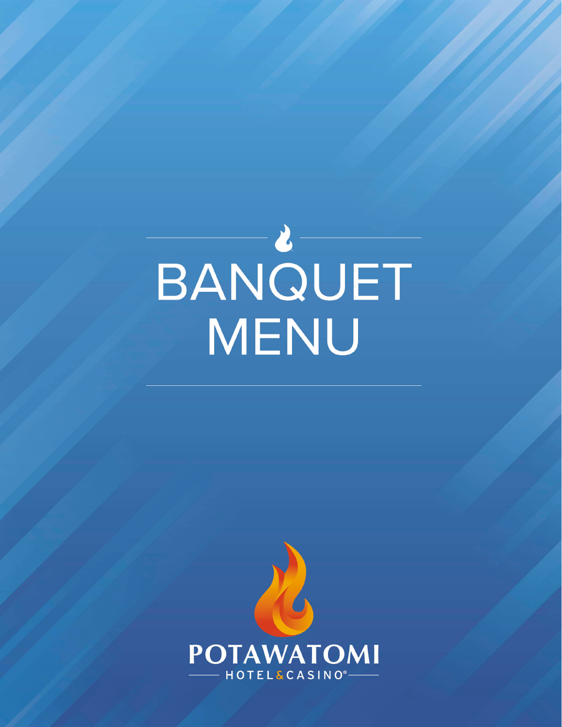# BANQUET MENU

POTAWATOMI

HOTEL & CASINO®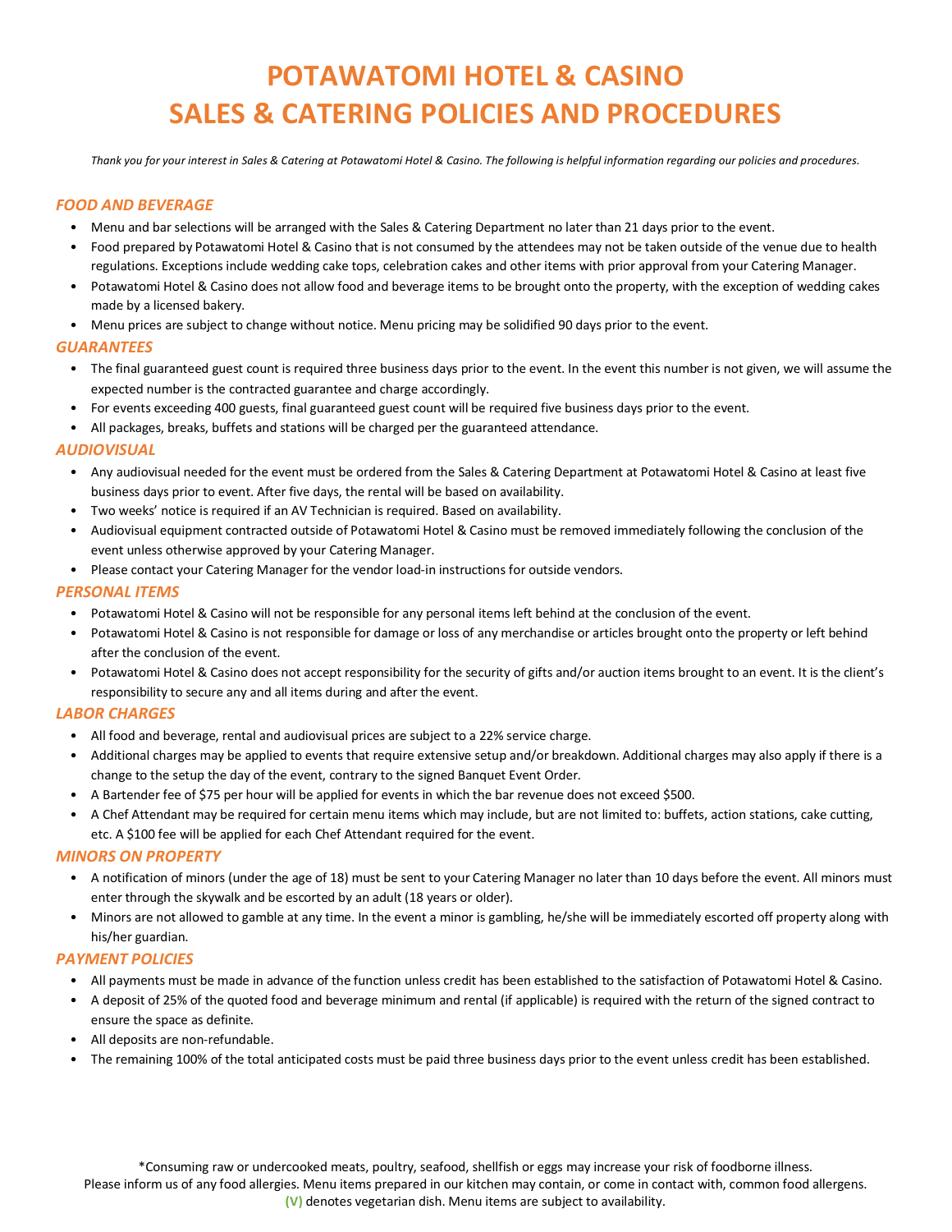# POTAWATOMI HOTEL & CASINO
# SALES & CATERING POLICIES AND PROCEDURES

*Thank you for your interest in Sales & Catering at Potawatomi Hotel & Casino. The following is helpful information regarding our policies and procedures.*

### *FOOD AND BEVERAGE*

- Menu and bar selections will be arranged with the Sales & Catering Department no later than 21 days prior to the event.
- Food prepared by Potawatomi Hotel & Casino that is not consumed by the attendees may not be taken outside of the venue due to health regulations. Exceptions include wedding cake tops, celebration cakes and other items with prior approval from your Catering Manager.
- Potawatomi Hotel & Casino does not allow food and beverage items to be brought onto the property, with the exception of wedding cakes made by a licensed bakery.
- Menu prices are subject to change without notice. Menu pricing may be solidified 90 days prior to the event.

### *GUARANTEES*

- The final guaranteed guest count is required three business days prior to the event. In the event this number is not given, we will assume the expected number is the contracted guarantee and charge accordingly.
- For events exceeding 400 guests, final guaranteed guest count will be required five business days prior to the event.
- All packages, breaks, buffets and stations will be charged per the guaranteed attendance.

### *AUDIOVISUAL*

- Any audiovisual needed for the event must be ordered from the Sales & Catering Department at Potawatomi Hotel & Casino at least five business days prior to event. After five days, the rental will be based on availability.
- Two weeks' notice is required if an AV Technician is required. Based on availability.
- Audiovisual equipment contracted outside of Potawatomi Hotel & Casino must be removed immediately following the conclusion of the event unless otherwise approved by your Catering Manager.
- Please contact your Catering Manager for the vendor load-in instructions for outside vendors.

### *PERSONAL ITEMS*

- Potawatomi Hotel & Casino will not be responsible for any personal items left behind at the conclusion of the event.
- Potawatomi Hotel & Casino is not responsible for damage or loss of any merchandise or articles brought onto the property or left behind after the conclusion of the event.
- Potawatomi Hotel & Casino does not accept responsibility for the security of gifts and/or auction items brought to an event. It is the client's responsibility to secure any and all items during and after the event.

### *LABOR CHARGES*

- All food and beverage, rental and audiovisual prices are subject to a 22% service charge.
- Additional charges may be applied to events that require extensive setup and/or breakdown. Additional charges may also apply if there is a change to the setup the day of the event, contrary to the signed Banquet Event Order.
- A Bartender fee of $75 per hour will be applied for events in which the bar revenue does not exceed $500.
- A Chef Attendant may be required for certain menu items which may include, but are not limited to: buffets, action stations, cake cutting, etc. A $100 fee will be applied for each Chef Attendant required for the event.

### *MINORS ON PROPERTY*

- A notification of minors (under the age of 18) must be sent to your Catering Manager no later than 10 days before the event. All minors must enter through the skywalk and be escorted by an adult (18 years or older).
- Minors are not allowed to gamble at any time. In the event a minor is gambling, he/she will be immediately escorted off property along with his/her guardian.

### *PAYMENT POLICIES*

- All payments must be made in advance of the function unless credit has been established to the satisfaction of Potawatomi Hotel & Casino.
- A deposit of 25% of the quoted food and beverage minimum and rental (if applicable) is required with the return of the signed contract to ensure the space as definite.
- All deposits are non-refundable.
- The remaining 100% of the total anticipated costs must be paid three business days prior to the event unless credit has been established.

*Consuming raw or undercooked meats, poultry, seafood, shellfish or eggs may increase your risk of foodborne illness.
Please inform us of any food allergies. Menu items prepared in our kitchen may contain, or come in contact with, common food allergens.
(V) denotes vegetarian dish. Menu items are subject to availability.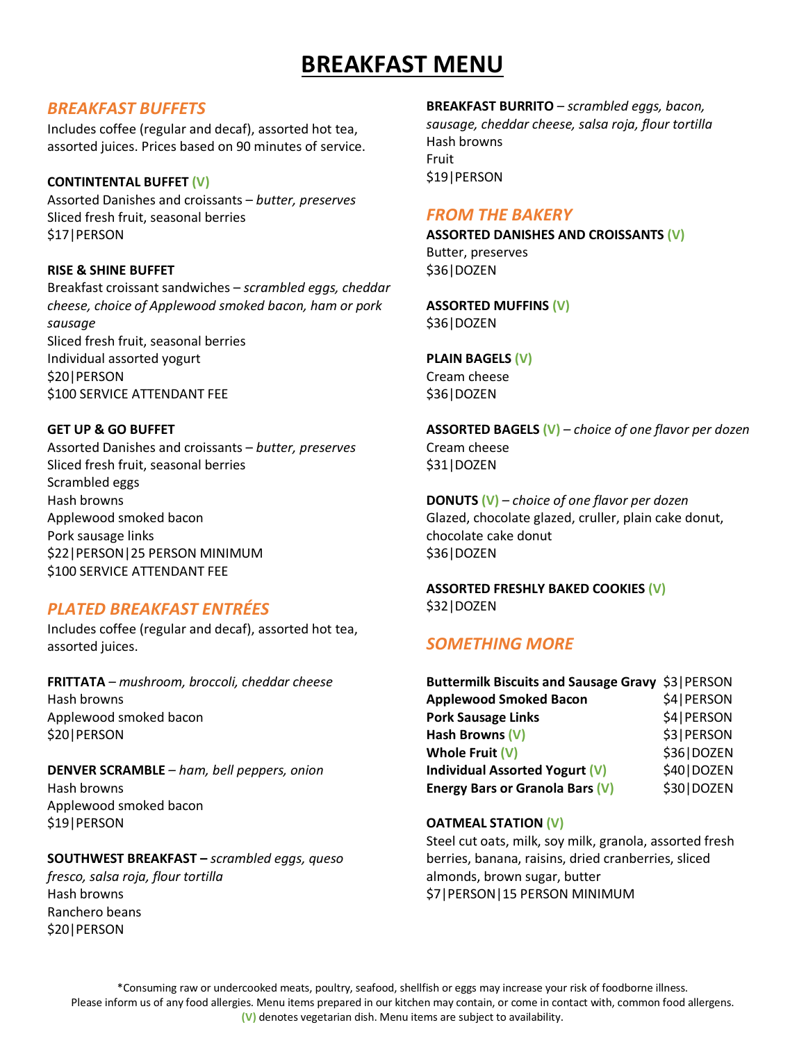# BREAKFAST MENU

## *BREAKFAST BUFFETS*

Includes coffee (regular and decaf), assorted hot tea, assorted juices. Prices based on 90 minutes of service.

**CONTINTENTAL BUFFET (V)**
Assorted Danishes and croissants – *butter, preserves*
Sliced fresh fruit, seasonal berries
$17|PERSON

**RISE & SHINE BUFFET**
Breakfast croissant sandwiches – *scrambled eggs, cheddar cheese, choice of Applewood smoked bacon, ham or pork sausage*
Sliced fresh fruit, seasonal berries
Individual assorted yogurt
$20|PERSON
$100 SERVICE ATTENDANT FEE

**GET UP & GO BUFFET**
Assorted Danishes and croissants – *butter, preserves*
Sliced fresh fruit, seasonal berries
Scrambled eggs
Hash browns
Applewood smoked bacon
Pork sausage links
$22|PERSON|25 PERSON MINIMUM
$100 SERVICE ATTENDANT FEE

## *PLATED BREAKFAST ENTRÉES*

Includes coffee (regular and decaf), assorted hot tea, assorted juices.

**FRITTATA** – *mushroom, broccoli, cheddar cheese*
Hash browns
Applewood smoked bacon
$20|PERSON

**DENVER SCRAMBLE** – *ham, bell peppers, onion*
Hash browns
Applewood smoked bacon
$19|PERSON

**SOUTHWEST BREAKFAST –** *scrambled eggs, queso fresco, salsa roja, flour tortilla*
Hash browns
Ranchero beans
$20|PERSON

**BREAKFAST BURRITO** – *scrambled eggs, bacon, sausage, cheddar cheese, salsa roja, flour tortilla*
Hash browns
Fruit
$19|PERSON

## *FROM THE BAKERY*

**ASSORTED DANISHES AND CROISSANTS (V)**
Butter, preserves
$36|DOZEN

**ASSORTED MUFFINS (V)**
$36|DOZEN

**PLAIN BAGELS (V)**
Cream cheese
$36|DOZEN

**ASSORTED BAGELS (V)** – *choice of one flavor per dozen*
Cream cheese
$31|DOZEN

**DONUTS (V)** – *choice of one flavor per dozen*
Glazed, chocolate glazed, cruller, plain cake donut, chocolate cake donut
$36|DOZEN

**ASSORTED FRESHLY BAKED COOKIES (V)**
$32|DOZEN

## *SOMETHING MORE*

| | |
|---|---|
| **Buttermilk Biscuits and Sausage Gravy** | $3\|PERSON |
| **Applewood Smoked Bacon** | $4\|PERSON |
| **Pork Sausage Links** | $4\|PERSON |
| **Hash Browns (V)** | $3\|PERSON |
| **Whole Fruit (V)** | $36\|DOZEN |
| **Individual Assorted Yogurt (V)** | $40\|DOZEN |
| **Energy Bars or Granola Bars (V)** | $30\|DOZEN |

**OATMEAL STATION (V)**
Steel cut oats, milk, soy milk, granola, assorted fresh berries, banana, raisins, dried cranberries, sliced almonds, brown sugar, butter
$7|PERSON|15 PERSON MINIMUM

*Consuming raw or undercooked meats, poultry, seafood, shellfish or eggs may increase your risk of foodborne illness. Please inform us of any food allergies. Menu items prepared in our kitchen may contain, or come in contact with, common food allergens. (V) denotes vegetarian dish. Menu items are subject to availability.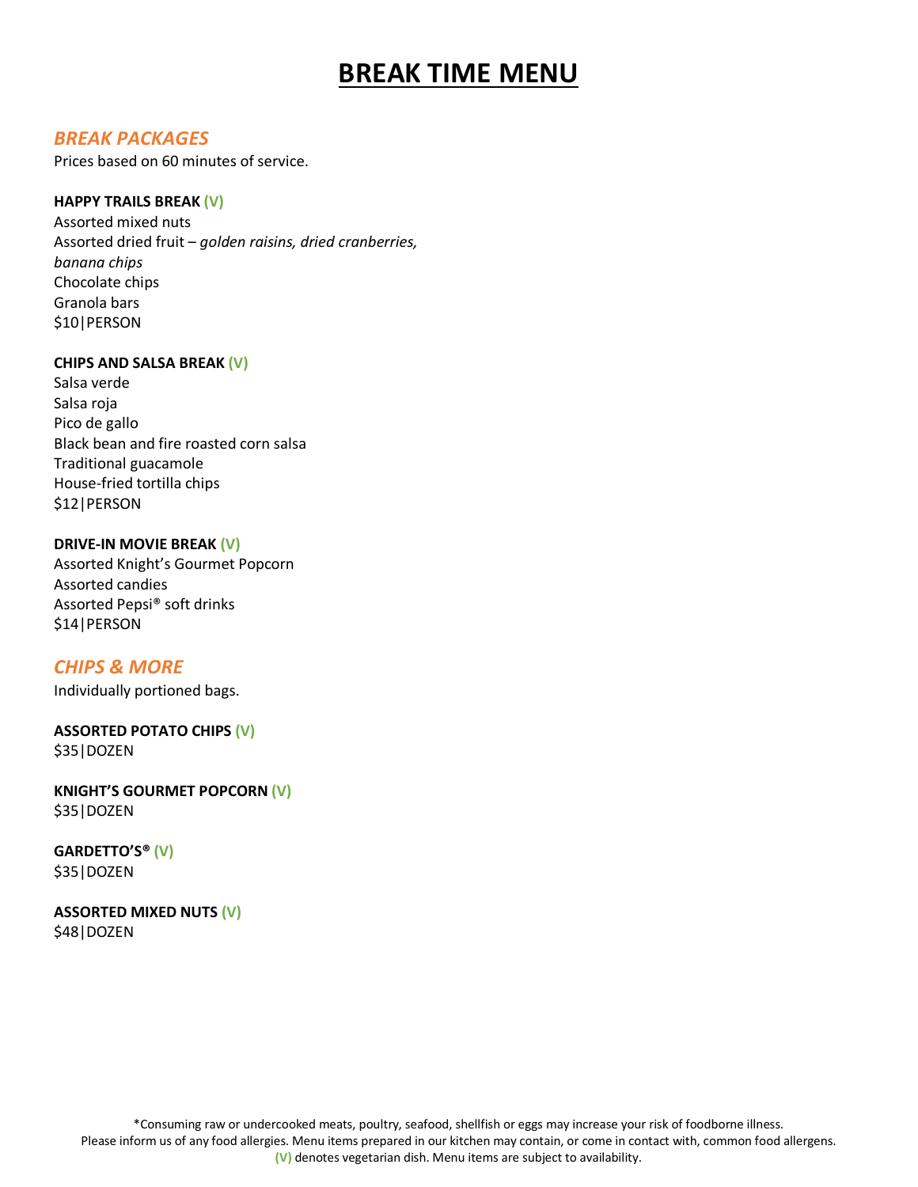# BREAK TIME MENU

## *BREAK PACKAGES*

Prices based on 60 minutes of service.

**HAPPY TRAILS BREAK (V)**
Assorted mixed nuts
Assorted dried fruit – *golden raisins, dried cranberries, banana chips*
Chocolate chips
Granola bars
$10|PERSON

**CHIPS AND SALSA BREAK (V)**
Salsa verde
Salsa roja
Pico de gallo
Black bean and fire roasted corn salsa
Traditional guacamole
House-fried tortilla chips
$12|PERSON

**DRIVE-IN MOVIE BREAK (V)**
Assorted Knight's Gourmet Popcorn
Assorted candies
Assorted Pepsi® soft drinks
$14|PERSON

## *CHIPS & MORE*

Individually portioned bags.

**ASSORTED POTATO CHIPS (V)**
$35|DOZEN

**KNIGHT'S GOURMET POPCORN (V)**
$35|DOZEN

**GARDETTO'S® (V)**
$35|DOZEN

**ASSORTED MIXED NUTS (V)**
$48|DOZEN

*Consuming raw or undercooked meats, poultry, seafood, shellfish or eggs may increase your risk of foodborne illness.
Please inform us of any food allergies. Menu items prepared in our kitchen may contain, or come in contact with, common food allergens.
(V) denotes vegetarian dish. Menu items are subject to availability.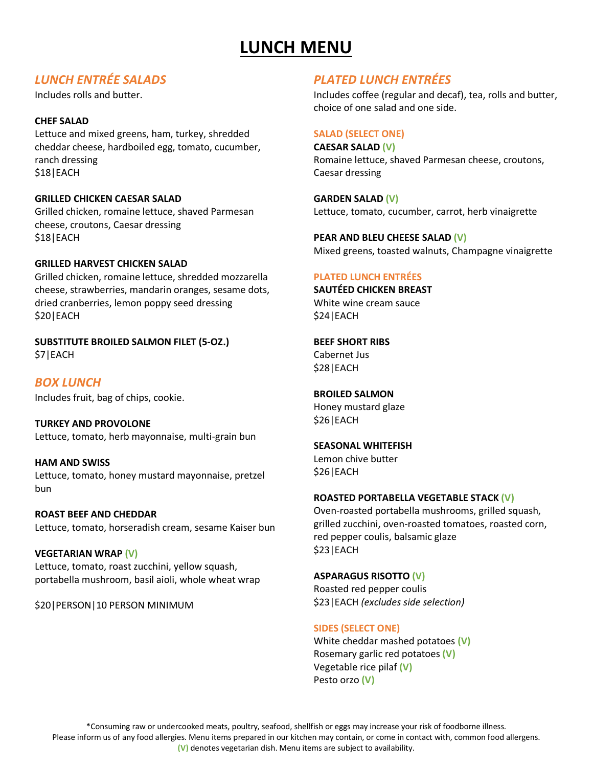# LUNCH MENU

## *LUNCH ENTRÉE SALADS*

Includes rolls and butter.

**CHEF SALAD**
Lettuce and mixed greens, ham, turkey, shredded cheddar cheese, hardboiled egg, tomato, cucumber, ranch dressing
$18|EACH

**GRILLED CHICKEN CAESAR SALAD**
Grilled chicken, romaine lettuce, shaved Parmesan cheese, croutons, Caesar dressing
$18|EACH

**GRILLED HARVEST CHICKEN SALAD**
Grilled chicken, romaine lettuce, shredded mozzarella cheese, strawberries, mandarin oranges, sesame dots, dried cranberries, lemon poppy seed dressing
$20|EACH

**SUBSTITUTE BROILED SALMON FILET (5-OZ.)**
$7|EACH

## *BOX LUNCH*

Includes fruit, bag of chips, cookie.

**TURKEY AND PROVOLONE**
Lettuce, tomato, herb mayonnaise, multi-grain bun

**HAM AND SWISS**
Lettuce, tomato, honey mustard mayonnaise, pretzel bun

**ROAST BEEF AND CHEDDAR**
Lettuce, tomato, horseradish cream, sesame Kaiser bun

**VEGETARIAN WRAP (V)**
Lettuce, tomato, roast zucchini, yellow squash, portabella mushroom, basil aioli, whole wheat wrap

$20|PERSON|10 PERSON MINIMUM

## *PLATED LUNCH ENTRÉES*

Includes coffee (regular and decaf), tea, rolls and butter, choice of one salad and one side.

### SALAD (SELECT ONE)

**CAESAR SALAD (V)**
Romaine lettuce, shaved Parmesan cheese, croutons, Caesar dressing

**GARDEN SALAD (V)**
Lettuce, tomato, cucumber, carrot, herb vinaigrette

**PEAR AND BLEU CHEESE SALAD (V)**
Mixed greens, toasted walnuts, Champagne vinaigrette

### PLATED LUNCH ENTRÉES

**SAUTÉED CHICKEN BREAST**
White wine cream sauce
$24|EACH

**BEEF SHORT RIBS**
Cabernet Jus
$28|EACH

**BROILED SALMON**
Honey mustard glaze
$26|EACH

**SEASONAL WHITEFISH**
Lemon chive butter
$26|EACH

**ROASTED PORTABELLA VEGETABLE STACK (V)**
Oven-roasted portabella mushrooms, grilled squash, grilled zucchini, oven-roasted tomatoes, roasted corn, red pepper coulis, balsamic glaze
$23|EACH

**ASPARAGUS RISOTTO (V)**
Roasted red pepper coulis
$23|EACH *(excludes side selection)*

### SIDES (SELECT ONE)

White cheddar mashed potatoes (V)
Rosemary garlic red potatoes (V)
Vegetable rice pilaf (V)
Pesto orzo (V)

*Consuming raw or undercooked meats, poultry, seafood, shellfish or eggs may increase your risk of foodborne illness.
Please inform us of any food allergies. Menu items prepared in our kitchen may contain, or come in contact with, common food allergens.
(V) denotes vegetarian dish. Menu items are subject to availability.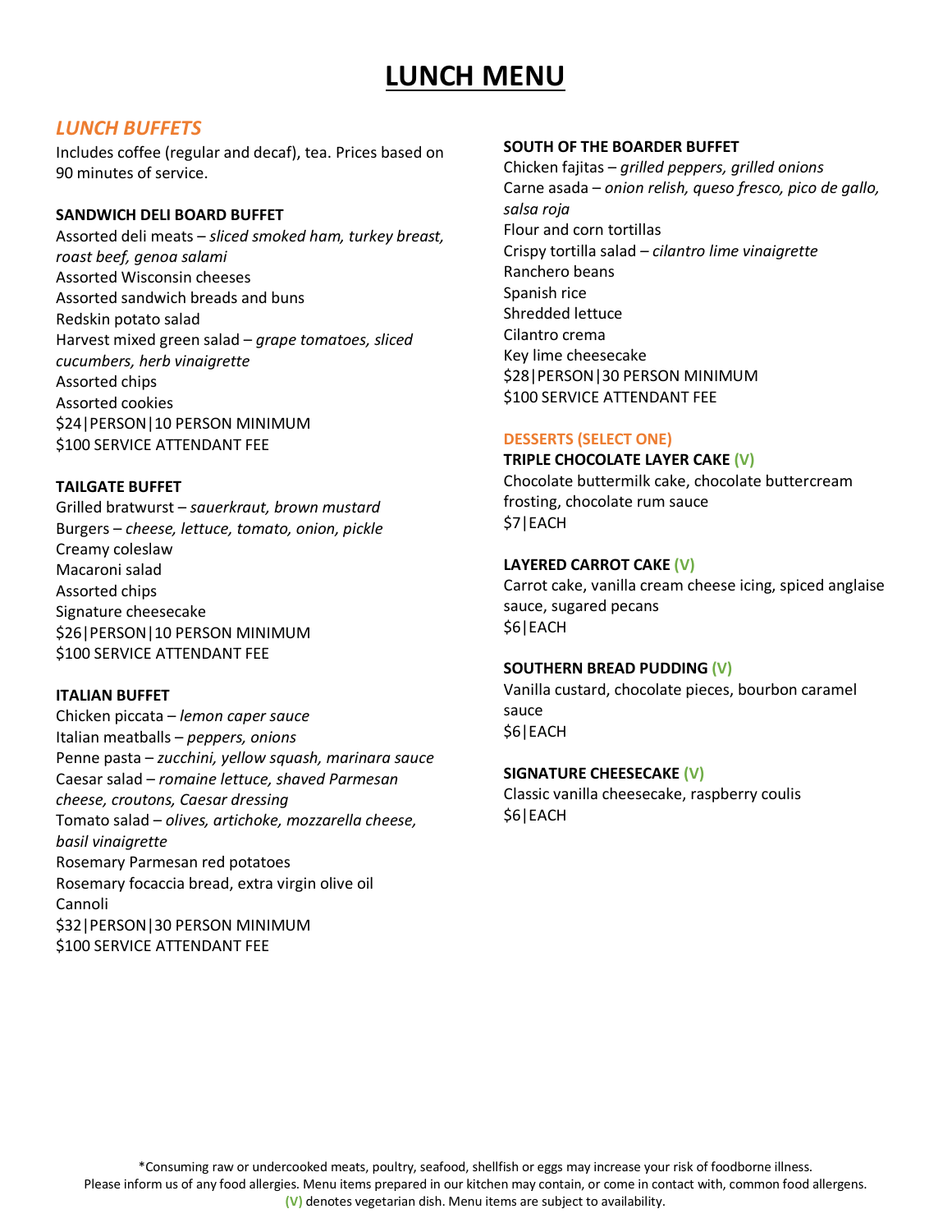# LUNCH MENU

## *LUNCH BUFFETS*

Includes coffee (regular and decaf), tea. Prices based on 90 minutes of service.

### SANDWICH DELI BOARD BUFFET

Assorted deli meats – *sliced smoked ham, turkey breast, roast beef, genoa salami*
Assorted Wisconsin cheeses
Assorted sandwich breads and buns
Redskin potato salad
Harvest mixed green salad – *grape tomatoes, sliced cucumbers, herb vinaigrette*
Assorted chips
Assorted cookies
$24|PERSON|10 PERSON MINIMUM
$100 SERVICE ATTENDANT FEE

### TAILGATE BUFFET

Grilled bratwurst – *sauerkraut, brown mustard*
Burgers – *cheese, lettuce, tomato, onion, pickle*
Creamy coleslaw
Macaroni salad
Assorted chips
Signature cheesecake
$26|PERSON|10 PERSON MINIMUM
$100 SERVICE ATTENDANT FEE

### ITALIAN BUFFET

Chicken piccata – *lemon caper sauce*
Italian meatballs – *peppers, onions*
Penne pasta – *zucchini, yellow squash, marinara sauce*
Caesar salad – *romaine lettuce, shaved Parmesan cheese, croutons, Caesar dressing*
Tomato salad – *olives, artichoke, mozzarella cheese, basil vinaigrette*
Rosemary Parmesan red potatoes
Rosemary focaccia bread, extra virgin olive oil
Cannoli
$32|PERSON|30 PERSON MINIMUM
$100 SERVICE ATTENDANT FEE

### SOUTH OF THE BOARDER BUFFET

Chicken fajitas – *grilled peppers, grilled onions*
Carne asada – *onion relish, queso fresco, pico de gallo, salsa roja*
Flour and corn tortillas
Crispy tortilla salad – *cilantro lime vinaigrette*
Ranchero beans
Spanish rice
Shredded lettuce
Cilantro crema
Key lime cheesecake
$28|PERSON|30 PERSON MINIMUM
$100 SERVICE ATTENDANT FEE

## DESSERTS (SELECT ONE)

### TRIPLE CHOCOLATE LAYER CAKE (V)

Chocolate buttermilk cake, chocolate buttercream frosting, chocolate rum sauce
$7|EACH

### LAYERED CARROT CAKE (V)

Carrot cake, vanilla cream cheese icing, spiced anglaise sauce, sugared pecans
$6|EACH

### SOUTHERN BREAD PUDDING (V)

Vanilla custard, chocolate pieces, bourbon caramel sauce
$6|EACH

### SIGNATURE CHEESECAKE (V)

Classic vanilla cheesecake, raspberry coulis
$6|EACH

*Consuming raw or undercooked meats, poultry, seafood, shellfish or eggs may increase your risk of foodborne illness.
Please inform us of any food allergies. Menu items prepared in our kitchen may contain, or come in contact with, common food allergens.
(V) denotes vegetarian dish. Menu items are subject to availability.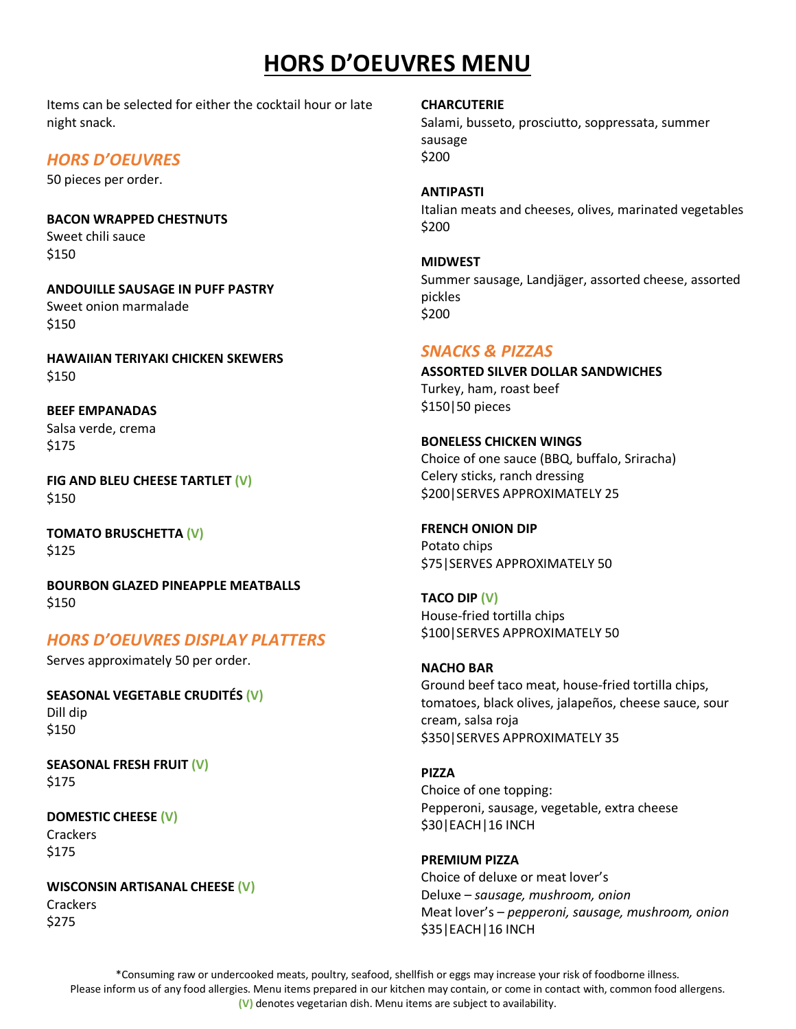# HORS D'OEUVRES MENU

Items can be selected for either the cocktail hour or late night snack.

## *HORS D'OEUVRES*

50 pieces per order.

**BACON WRAPPED CHESTNUTS**
Sweet chili sauce
$150

**ANDOUILLE SAUSAGE IN PUFF PASTRY**
Sweet onion marmalade
$150

**HAWAIIAN TERIYAKI CHICKEN SKEWERS**
$150

**BEEF EMPANADAS**
Salsa verde, crema
$175

**FIG AND BLEU CHEESE TARTLET (V)**
$150

**TOMATO BRUSCHETTA (V)**
$125

**BOURBON GLAZED PINEAPPLE MEATBALLS**
$150

## *HORS D'OEUVRES DISPLAY PLATTERS*

Serves approximately 50 per order.

**SEASONAL VEGETABLE CRUDITÉS (V)**
Dill dip
$150

**SEASONAL FRESH FRUIT (V)**
$175

**DOMESTIC CHEESE (V)**
Crackers
$175

**WISCONSIN ARTISANAL CHEESE (V)**
Crackers
$275

**CHARCUTERIE**
Salami, busseto, prosciutto, soppressata, summer sausage
$200

**ANTIPASTI**
Italian meats and cheeses, olives, marinated vegetables
$200

**MIDWEST**
Summer sausage, Landjäger, assorted cheese, assorted pickles
$200

## *SNACKS & PIZZAS*

**ASSORTED SILVER DOLLAR SANDWICHES**
Turkey, ham, roast beef
$150|50 pieces

**BONELESS CHICKEN WINGS**
Choice of one sauce (BBQ, buffalo, Sriracha)
Celery sticks, ranch dressing
$200|SERVES APPROXIMATELY 25

**FRENCH ONION DIP**
Potato chips
$75|SERVES APPROXIMATELY 50

**TACO DIP (V)**
House-fried tortilla chips
$100|SERVES APPROXIMATELY 50

**NACHO BAR**
Ground beef taco meat, house-fried tortilla chips, tomatoes, black olives, jalapeños, cheese sauce, sour cream, salsa roja
$350|SERVES APPROXIMATELY 35

**PIZZA**
Choice of one topping:
Pepperoni, sausage, vegetable, extra cheese
$30|EACH|16 INCH

**PREMIUM PIZZA**
Choice of deluxe or meat lover's
Deluxe – *sausage, mushroom, onion*
Meat lover's – *pepperoni, sausage, mushroom, onion*
$35|EACH|16 INCH

*Consuming raw or undercooked meats, poultry, seafood, shellfish or eggs may increase your risk of foodborne illness.
Please inform us of any food allergies. Menu items prepared in our kitchen may contain, or come in contact with, common food allergens.
(V) denotes vegetarian dish. Menu items are subject to availability.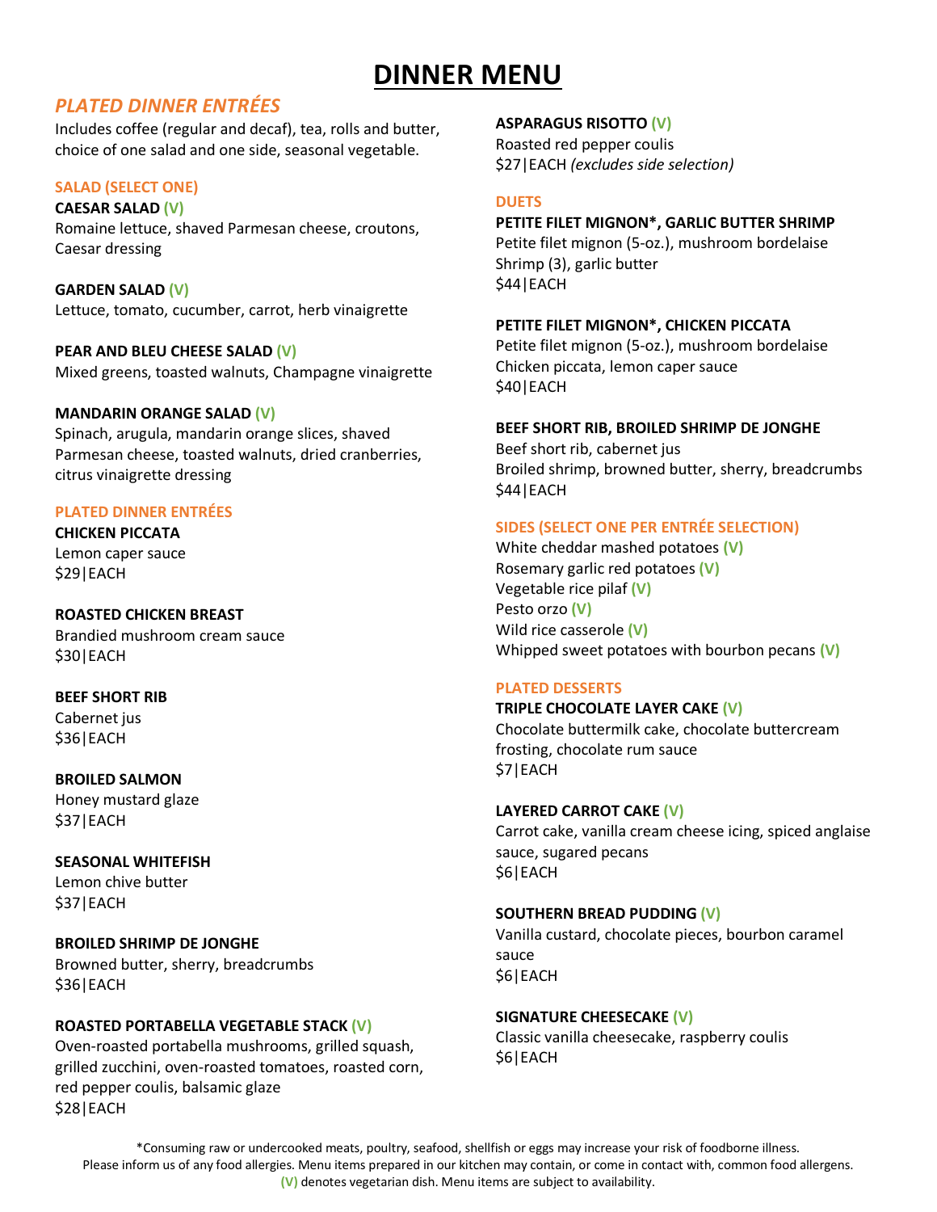# DINNER MENU

## *PLATED DINNER ENTRÉES*

Includes coffee (regular and decaf), tea, rolls and butter, choice of one salad and one side, seasonal vegetable.

### SALAD (SELECT ONE)

**CAESAR SALAD (V)**
Romaine lettuce, shaved Parmesan cheese, croutons, Caesar dressing

**GARDEN SALAD (V)**
Lettuce, tomato, cucumber, carrot, herb vinaigrette

**PEAR AND BLEU CHEESE SALAD (V)**
Mixed greens, toasted walnuts, Champagne vinaigrette

**MANDARIN ORANGE SALAD (V)**
Spinach, arugula, mandarin orange slices, shaved Parmesan cheese, toasted walnuts, dried cranberries, citrus vinaigrette dressing

### PLATED DINNER ENTRÉES

**CHICKEN PICCATA**
Lemon caper sauce
$29|EACH

**ROASTED CHICKEN BREAST**
Brandied mushroom cream sauce
$30|EACH

**BEEF SHORT RIB**
Cabernet jus
$36|EACH

**BROILED SALMON**
Honey mustard glaze
$37|EACH

**SEASONAL WHITEFISH**
Lemon chive butter
$37|EACH

**BROILED SHRIMP DE JONGHE**
Browned butter, sherry, breadcrumbs
$36|EACH

**ROASTED PORTABELLA VEGETABLE STACK (V)**
Oven-roasted portabella mushrooms, grilled squash, grilled zucchini, oven-roasted tomatoes, roasted corn, red pepper coulis, balsamic glaze
$28|EACH

**ASPARAGUS RISOTTO (V)**
Roasted red pepper coulis
$27|EACH *(excludes side selection)*

### DUETS

**PETITE FILET MIGNON*, GARLIC BUTTER SHRIMP**
Petite filet mignon (5-oz.), mushroom bordelaise
Shrimp (3), garlic butter
$44|EACH

**PETITE FILET MIGNON*, CHICKEN PICCATA**
Petite filet mignon (5-oz.), mushroom bordelaise
Chicken piccata, lemon caper sauce
$40|EACH

**BEEF SHORT RIB, BROILED SHRIMP DE JONGHE**
Beef short rib, cabernet jus
Broiled shrimp, browned butter, sherry, breadcrumbs
$44|EACH

### SIDES (SELECT ONE PER ENTRÉE SELECTION)

White cheddar mashed potatoes (V)
Rosemary garlic red potatoes (V)
Vegetable rice pilaf (V)
Pesto orzo (V)
Wild rice casserole (V)
Whipped sweet potatoes with bourbon pecans (V)

### PLATED DESSERTS

**TRIPLE CHOCOLATE LAYER CAKE (V)**
Chocolate buttermilk cake, chocolate buttercream frosting, chocolate rum sauce
$7|EACH

**LAYERED CARROT CAKE (V)**
Carrot cake, vanilla cream cheese icing, spiced anglaise sauce, sugared pecans
$6|EACH

**SOUTHERN BREAD PUDDING (V)**
Vanilla custard, chocolate pieces, bourbon caramel sauce
$6|EACH

**SIGNATURE CHEESECAKE (V)**
Classic vanilla cheesecake, raspberry coulis
$6|EACH

*Consuming raw or undercooked meats, poultry, seafood, shellfish or eggs may increase your risk of foodborne illness.
Please inform us of any food allergies. Menu items prepared in our kitchen may contain, or come in contact with, common food allergens.
(V) denotes vegetarian dish. Menu items are subject to availability.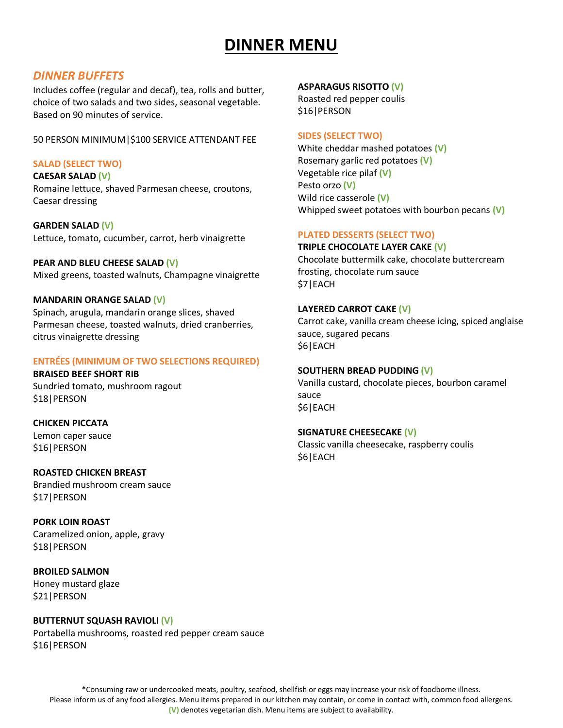# DINNER MENU

## *DINNER BUFFETS*

Includes coffee (regular and decaf), tea, rolls and butter, choice of two salads and two sides, seasonal vegetable. Based on 90 minutes of service.

50 PERSON MINIMUM|$100 SERVICE ATTENDANT FEE

### SALAD (SELECT TWO)

**CAESAR SALAD (V)**
Romaine lettuce, shaved Parmesan cheese, croutons, Caesar dressing

**GARDEN SALAD (V)**
Lettuce, tomato, cucumber, carrot, herb vinaigrette

**PEAR AND BLEU CHEESE SALAD (V)**
Mixed greens, toasted walnuts, Champagne vinaigrette

**MANDARIN ORANGE SALAD (V)**
Spinach, arugula, mandarin orange slices, shaved Parmesan cheese, toasted walnuts, dried cranberries, citrus vinaigrette dressing

### ENTRÉES (MINIMUM OF TWO SELECTIONS REQUIRED)

**BRAISED BEEF SHORT RIB**
Sundried tomato, mushroom ragout
$18|PERSON

**CHICKEN PICCATA**
Lemon caper sauce
$16|PERSON

**ROASTED CHICKEN BREAST**
Brandied mushroom cream sauce
$17|PERSON

**PORK LOIN ROAST**
Caramelized onion, apple, gravy
$18|PERSON

**BROILED SALMON**
Honey mustard glaze
$21|PERSON

**BUTTERNUT SQUASH RAVIOLI (V)**
Portabella mushrooms, roasted red pepper cream sauce
$16|PERSON

**ASPARAGUS RISOTTO (V)**
Roasted red pepper coulis
$16|PERSON

### SIDES (SELECT TWO)

White cheddar mashed potatoes (V)
Rosemary garlic red potatoes (V)
Vegetable rice pilaf (V)
Pesto orzo (V)
Wild rice casserole (V)
Whipped sweet potatoes with bourbon pecans (V)

### PLATED DESSERTS (SELECT TWO)

**TRIPLE CHOCOLATE LAYER CAKE (V)**
Chocolate buttermilk cake, chocolate buttercream frosting, chocolate rum sauce
$7|EACH

**LAYERED CARROT CAKE (V)**
Carrot cake, vanilla cream cheese icing, spiced anglaise sauce, sugared pecans
$6|EACH

**SOUTHERN BREAD PUDDING (V)**
Vanilla custard, chocolate pieces, bourbon caramel sauce
$6|EACH

**SIGNATURE CHEESECAKE (V)**
Classic vanilla cheesecake, raspberry coulis
$6|EACH

*Consuming raw or undercooked meats, poultry, seafood, shellfish or eggs may increase your risk of foodborne illness.
Please inform us of any food allergies. Menu items prepared in our kitchen may contain, or come in contact with, common food allergens.
(V) denotes vegetarian dish. Menu items are subject to availability.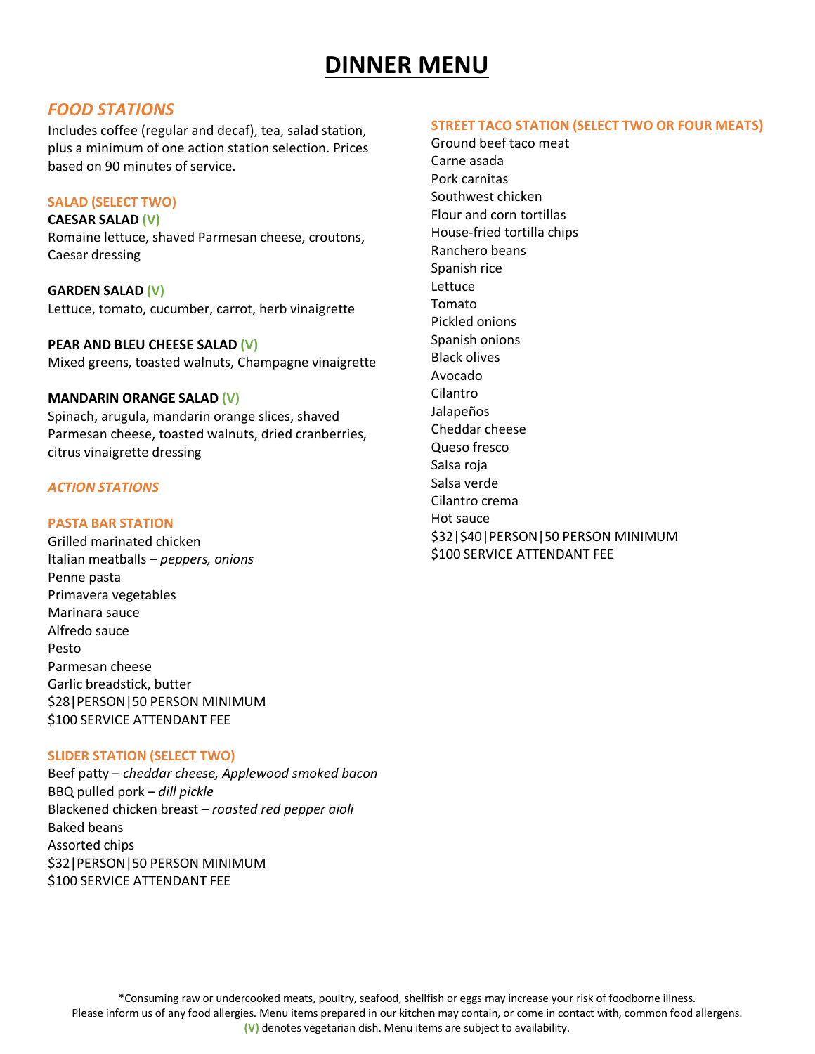# DINNER MENU

## *FOOD STATIONS*

Includes coffee (regular and decaf), tea, salad station, plus a minimum of one action station selection. Prices based on 90 minutes of service.

### SALAD (SELECT TWO)

**CAESAR SALAD (V)**
Romaine lettuce, shaved Parmesan cheese, croutons, Caesar dressing

**GARDEN SALAD (V)**
Lettuce, tomato, cucumber, carrot, herb vinaigrette

**PEAR AND BLEU CHEESE SALAD (V)**
Mixed greens, toasted walnuts, Champagne vinaigrette

**MANDARIN ORANGE SALAD (V)**
Spinach, arugula, mandarin orange slices, shaved Parmesan cheese, toasted walnuts, dried cranberries, citrus vinaigrette dressing

### *ACTION STATIONS*

### PASTA BAR STATION

Grilled marinated chicken
Italian meatballs – *peppers, onions*
Penne pasta
Primavera vegetables
Marinara sauce
Alfredo sauce
Pesto
Parmesan cheese
Garlic breadstick, butter
$28|PERSON|50 PERSON MINIMUM
$100 SERVICE ATTENDANT FEE

### SLIDER STATION (SELECT TWO)

Beef patty – *cheddar cheese, Applewood smoked bacon*
BBQ pulled pork – *dill pickle*
Blackened chicken breast – *roasted red pepper aioli*
Baked beans
Assorted chips
$32|PERSON|50 PERSON MINIMUM
$100 SERVICE ATTENDANT FEE

### STREET TACO STATION (SELECT TWO OR FOUR MEATS)

Ground beef taco meat
Carne asada
Pork carnitas
Southwest chicken
Flour and corn tortillas
House-fried tortilla chips
Ranchero beans
Spanish rice
Lettuce
Tomato
Pickled onions
Spanish onions
Black olives
Avocado
Cilantro
Jalapeños
Cheddar cheese
Queso fresco
Salsa roja
Salsa verde
Cilantro crema
Hot sauce
$32|$40|PERSON|50 PERSON MINIMUM
$100 SERVICE ATTENDANT FEE

*Consuming raw or undercooked meats, poultry, seafood, shellfish or eggs may increase your risk of foodborne illness.
Please inform us of any food allergies. Menu items prepared in our kitchen may contain, or come in contact with, common food allergens.
(V) denotes vegetarian dish. Menu items are subject to availability.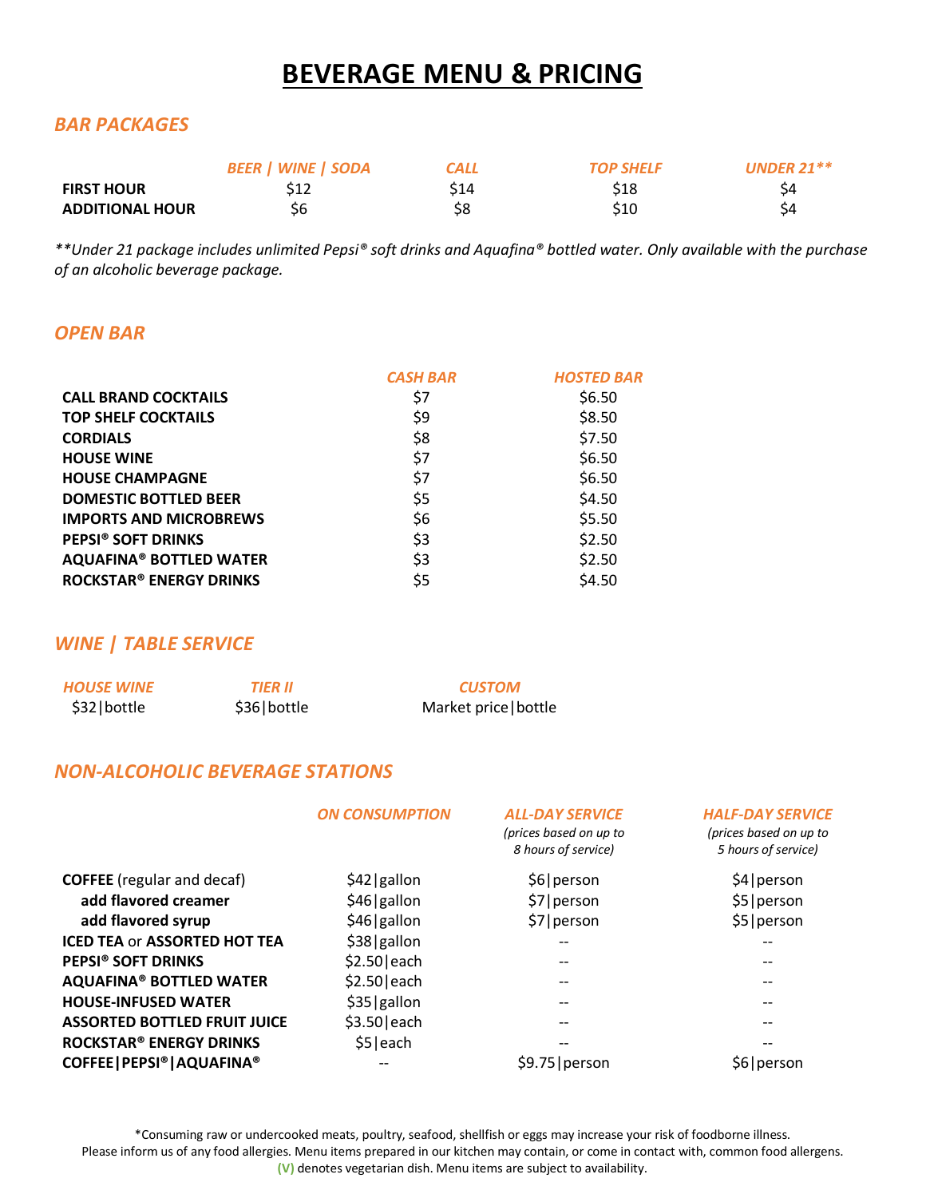# BEVERAGE MENU & PRICING

## *BAR PACKAGES*

| | *BEER \| WINE \| SODA* | *CALL* | *TOP SHELF* | *UNDER 21*** |
|---|---|---|---|---|
| **FIRST HOUR** | $12 | $14 | $18 | $4 |
| **ADDITIONAL HOUR** | $6 | $8 | $10 | $4 |

***Under 21 package includes unlimited Pepsi® soft drinks and Aquafina® bottled water. Only available with the purchase of an alcoholic beverage package.*

## *OPEN BAR*

| | *CASH BAR* | *HOSTED BAR* |
|---|---|---|
| **CALL BRAND COCKTAILS** | $7 | $6.50 |
| **TOP SHELF COCKTAILS** | $9 | $8.50 |
| **CORDIALS** | $8 | $7.50 |
| **HOUSE WINE** | $7 | $6.50 |
| **HOUSE CHAMPAGNE** | $7 | $6.50 |
| **DOMESTIC BOTTLED BEER** | $5 | $4.50 |
| **IMPORTS AND MICROBREWS** | $6 | $5.50 |
| **PEPSI® SOFT DRINKS** | $3 | $2.50 |
| **AQUAFINA® BOTTLED WATER** | $3 | $2.50 |
| **ROCKSTAR® ENERGY DRINKS** | $5 | $4.50 |

## *WINE | TABLE SERVICE*

| *HOUSE WINE* | *TIER II* | *CUSTOM* |
|---|---|---|
| $32\|bottle | $36\|bottle | Market price\|bottle |

## *NON-ALCOHOLIC BEVERAGE STATIONS*

| | *ON CONSUMPTION* | *ALL-DAY SERVICE* *(prices based on up to 8 hours of service)* | *HALF-DAY SERVICE* *(prices based on up to 5 hours of service)* |
|---|---|---|---|
| **COFFEE** (regular and decaf) | $42\|gallon | $6\|person | $4\|person |
| **add flavored creamer** | $46\|gallon | $7\|person | $5\|person |
| **add flavored syrup** | $46\|gallon | $7\|person | $5\|person |
| **ICED TEA** or **ASSORTED HOT TEA** | $38\|gallon | -- | -- |
| **PEPSI® SOFT DRINKS** | $2.50\|each | -- | -- |
| **AQUAFINA® BOTTLED WATER** | $2.50\|each | -- | -- |
| **HOUSE-INFUSED WATER** | $35\|gallon | -- | -- |
| **ASSORTED BOTTLED FRUIT JUICE** | $3.50\|each | -- | -- |
| **ROCKSTAR® ENERGY DRINKS** | $5\|each | -- | -- |
| **COFFEE\|PEPSI®\|AQUAFINA®** | -- | $9.75\|person | $6\|person |

*Consuming raw or undercooked meats, poultry, seafood, shellfish or eggs may increase your risk of foodborne illness.
Please inform us of any food allergies. Menu items prepared in our kitchen may contain, or come in contact with, common food allergens.
**(V)** denotes vegetarian dish. Menu items are subject to availability.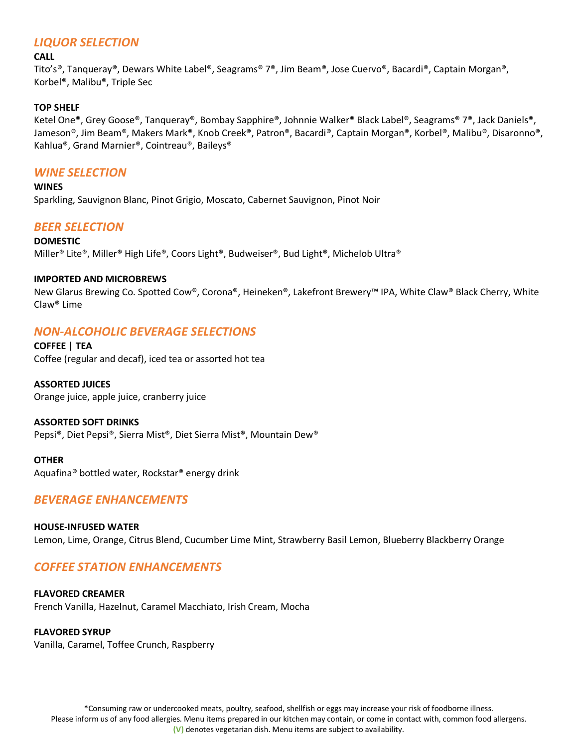## *LIQUOR SELECTION*

**CALL**
Tito's®, Tanqueray®, Dewars White Label®, Seagrams® 7®, Jim Beam®, Jose Cuervo®, Bacardi®, Captain Morgan®, Korbel®, Malibu®, Triple Sec

**TOP SHELF**
Ketel One®, Grey Goose®, Tanqueray®, Bombay Sapphire®, Johnnie Walker® Black Label®, Seagrams® 7®, Jack Daniels®, Jameson®, Jim Beam®, Makers Mark®, Knob Creek®, Patron®, Bacardi®, Captain Morgan®, Korbel®, Malibu®, Disaronno®, Kahlua®, Grand Marnier®, Cointreau®, Baileys®

## *WINE SELECTION*

**WINES**
Sparkling, Sauvignon Blanc, Pinot Grigio, Moscato, Cabernet Sauvignon, Pinot Noir

## *BEER SELECTION*

**DOMESTIC**
Miller® Lite®, Miller® High Life®, Coors Light®, Budweiser®, Bud Light®, Michelob Ultra®

**IMPORTED AND MICROBREWS**
New Glarus Brewing Co. Spotted Cow®, Corona®, Heineken®, Lakefront Brewery™ IPA, White Claw® Black Cherry, White Claw® Lime

## *NON-ALCOHOLIC BEVERAGE SELECTIONS*

**COFFEE | TEA**
Coffee (regular and decaf), iced tea or assorted hot tea

**ASSORTED JUICES**
Orange juice, apple juice, cranberry juice

**ASSORTED SOFT DRINKS**
Pepsi®, Diet Pepsi®, Sierra Mist®, Diet Sierra Mist®, Mountain Dew®

**OTHER**
Aquafina® bottled water, Rockstar® energy drink

## *BEVERAGE ENHANCEMENTS*

**HOUSE-INFUSED WATER**
Lemon, Lime, Orange, Citrus Blend, Cucumber Lime Mint, Strawberry Basil Lemon, Blueberry Blackberry Orange

## *COFFEE STATION ENHANCEMENTS*

**FLAVORED CREAMER**
French Vanilla, Hazelnut, Caramel Macchiato, Irish Cream, Mocha

**FLAVORED SYRUP**
Vanilla, Caramel, Toffee Crunch, Raspberry

*Consuming raw or undercooked meats, poultry, seafood, shellfish or eggs may increase your risk of foodborne illness.
Please inform us of any food allergies. Menu items prepared in our kitchen may contain, or come in contact with, common food allergens.
(V) denotes vegetarian dish. Menu items are subject to availability.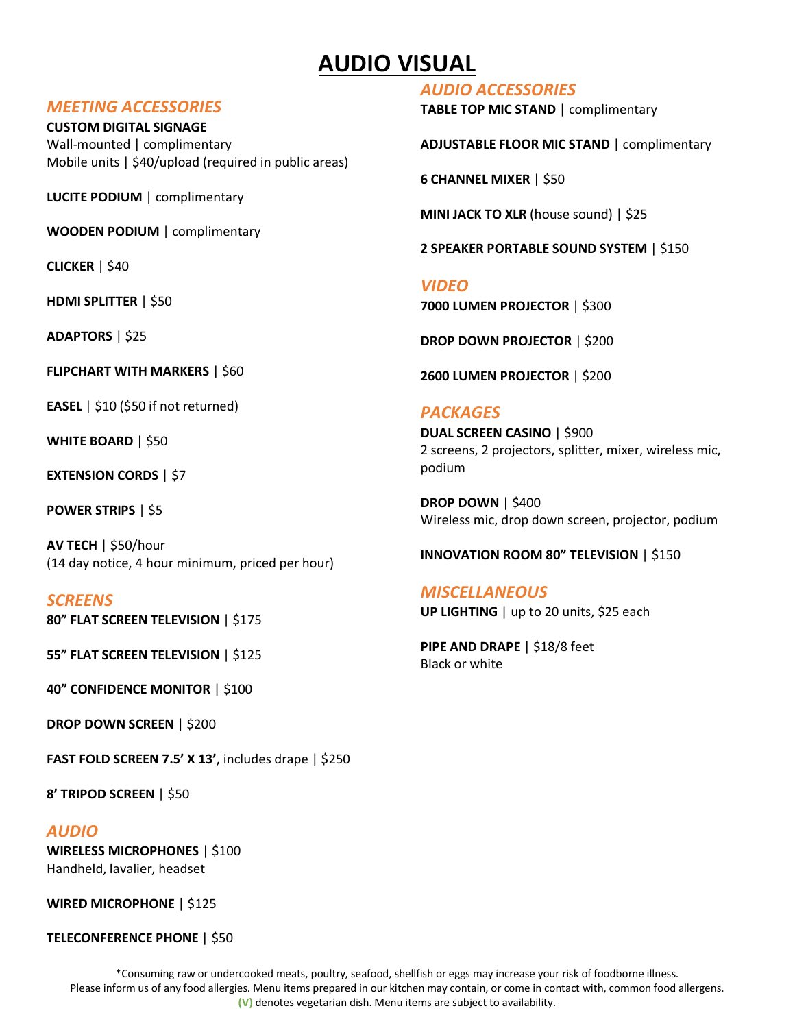# AUDIO VISUAL

## *MEETING ACCESSORIES*

**CUSTOM DIGITAL SIGNAGE**
Wall-mounted | complimentary
Mobile units | $40/upload (required in public areas)

**LUCITE PODIUM** | complimentary

**WOODEN PODIUM** | complimentary

**CLICKER** | $40

**HDMI SPLITTER** | $50

**ADAPTORS** | $25

**FLIPCHART WITH MARKERS** | $60

**EASEL** | $10 ($50 if not returned)

**WHITE BOARD** | $50

**EXTENSION CORDS** | $7

**POWER STRIPS** | $5

**AV TECH** | $50/hour
(14 day notice, 4 hour minimum, priced per hour)

## *SCREENS*

**80" FLAT SCREEN TELEVISION** | $175

**55" FLAT SCREEN TELEVISION** | $125

**40" CONFIDENCE MONITOR** | $100

**DROP DOWN SCREEN** | $200

**FAST FOLD SCREEN 7.5' X 13'**, includes drape | $250

**8' TRIPOD SCREEN** | $50

## *AUDIO*

**WIRELESS MICROPHONES** | $100
Handheld, lavalier, headset

**WIRED MICROPHONE** | $125

**TELECONFERENCE PHONE** | $50

## *AUDIO ACCESSORIES*

**TABLE TOP MIC STAND** | complimentary

**ADJUSTABLE FLOOR MIC STAND** | complimentary

**6 CHANNEL MIXER** | $50

**MINI JACK TO XLR** (house sound) | $25

**2 SPEAKER PORTABLE SOUND SYSTEM** | $150

## *VIDEO*

**7000 LUMEN PROJECTOR** | $300

**DROP DOWN PROJECTOR** | $200

**2600 LUMEN PROJECTOR** | $200

## *PACKAGES*

**DUAL SCREEN CASINO** | $900
2 screens, 2 projectors, splitter, mixer, wireless mic, podium

**DROP DOWN** | $400
Wireless mic, drop down screen, projector, podium

**INNOVATION ROOM 80" TELEVISION** | $150

## *MISCELLANEOUS*

**UP LIGHTING** | up to 20 units, $25 each

**PIPE AND DRAPE** | $18/8 feet
Black or white

*Consuming raw or undercooked meats, poultry, seafood, shellfish or eggs may increase your risk of foodborne illness.
Please inform us of any food allergies. Menu items prepared in our kitchen may contain, or come in contact with, common food allergens.
**(V)** denotes vegetarian dish. Menu items are subject to availability.